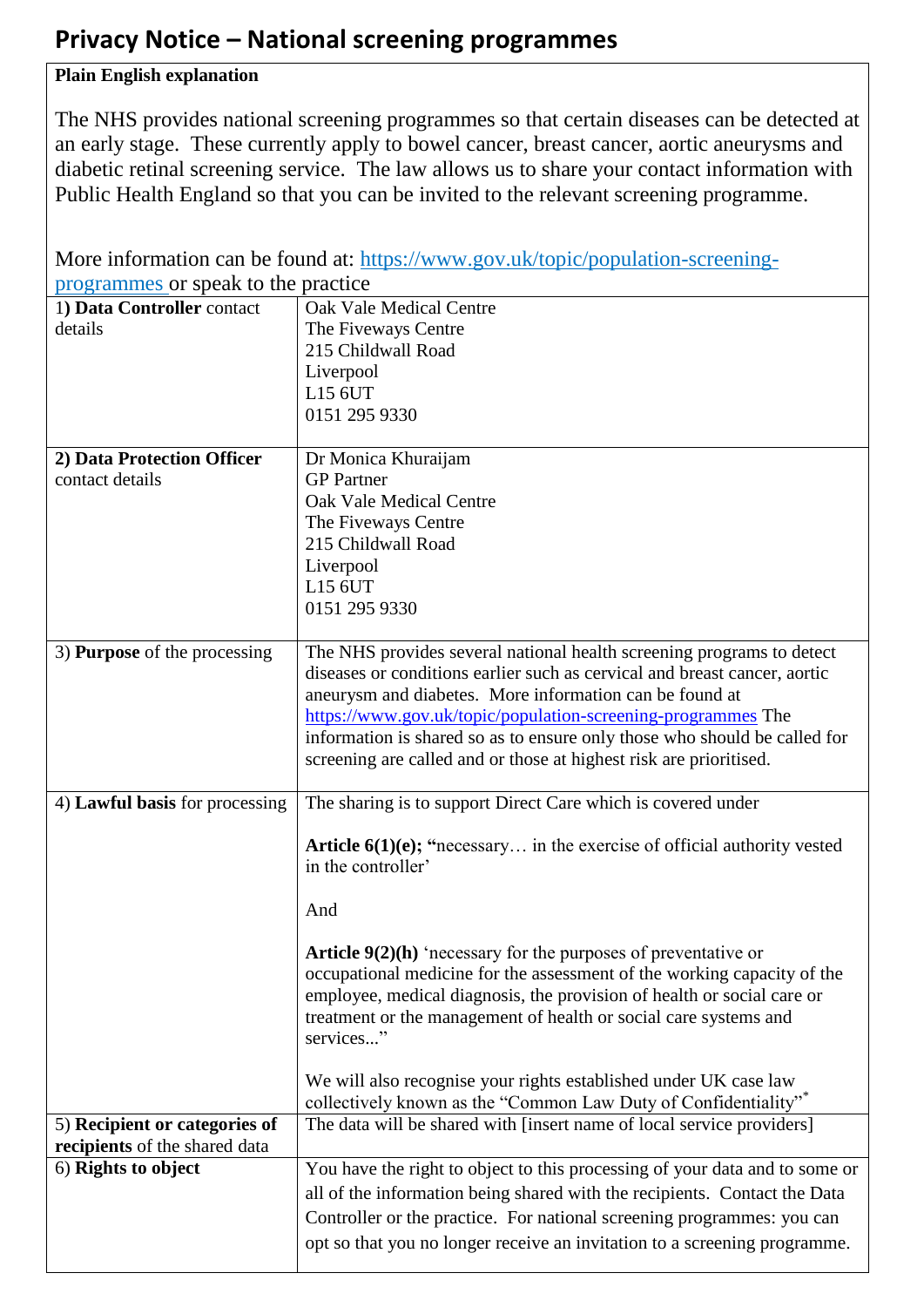# Privacy Notice – National screening programmes

| **Plain English explanation**<br><br>The NHS provides national screening programmes so that certain diseases can be detected at an early stage. These currently apply to bowel cancer, breast cancer, aortic aneurysms and diabetic retinal screening service. The law allows us to share your contact information with Public Health England so that you can be invited to the relevant screening programme.<br><br>More information can be found at: https://www.gov.uk/topic/population-screening-programmes or speak to the practice | |
|---|---|
| 1) **Data Controller** contact details | Oak Vale Medical Centre<br>The Fiveways Centre<br>215 Childwall Road<br>Liverpool<br>L15 6UT<br>0151 295 9330 |
| **2) Data Protection Officer** contact details | Dr Monica Khuraijam<br>GP Partner<br>Oak Vale Medical Centre<br>The Fiveways Centre<br>215 Childwall Road<br>Liverpool<br>L15 6UT<br>0151 295 9330 |
| 3) **Purpose** of the processing | The NHS provides several national health screening programs to detect diseases or conditions earlier such as cervical and breast cancer, aortic aneurysm and diabetes. More information can be found at https://www.gov.uk/topic/population-screening-programmes The information is shared so as to ensure only those who should be called for screening are called and or those at highest risk are prioritised. |
| 4) **Lawful basis** for processing | The sharing is to support Direct Care which is covered under<br><br>**Article 6(1)(e); "**necessary… in the exercise of official authority vested in the controller'<br><br>And<br><br>**Article 9(2)(h)** 'necessary for the purposes of preventative or occupational medicine for the assessment of the working capacity of the employee, medical diagnosis, the provision of health or social care or treatment or the management of health or social care systems and services..."<br><br>We will also recognise your rights established under UK case law collectively known as the "Common Law Duty of Confidentiality"* |
| 5) **Recipient or categories of recipients** of the shared data | The data will be shared with [insert name of local service providers] |
| 6) **Rights to object** | You have the right to object to this processing of your data and to some or all of the information being shared with the recipients. Contact the Data Controller or the practice. For national screening programmes: you can opt so that you no longer receive an invitation to a screening programme. |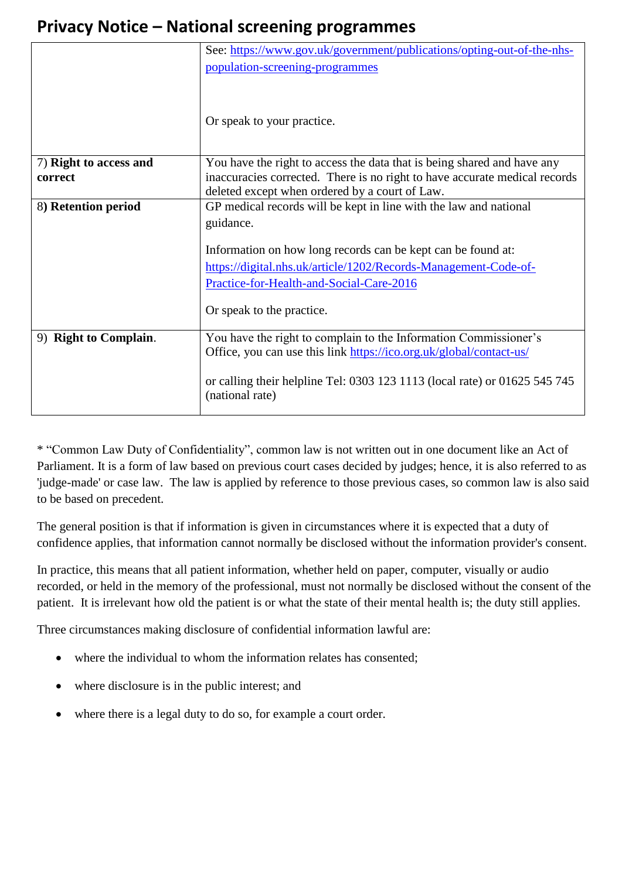# Privacy Notice – National screening programmes

| | |
|---|---|
| | See: https://www.gov.uk/government/publications/opting-out-of-the-nhs-population-screening-programmes<br><br>Or speak to your practice. |
| 7) **Right to access and correct** | You have the right to access the data that is being shared and have any inaccuracies corrected. There is no right to have accurate medical records deleted except when ordered by a court of Law. |
| 8**) Retention period** | GP medical records will be kept in line with the law and national guidance.<br><br>Information on how long records can be kept can be found at: https://digital.nhs.uk/article/1202/Records-Management-Code-of-Practice-for-Health-and-Social-Care-2016<br><br>Or speak to the practice. |
| 9) **Right to Complain**. | You have the right to complain to the Information Commissioner's Office, you can use this link https://ico.org.uk/global/contact-us/<br><br>or calling their helpline Tel: 0303 123 1113 (local rate) or 01625 545 745 (national rate) |

* "Common Law Duty of Confidentiality", common law is not written out in one document like an Act of Parliament. It is a form of law based on previous court cases decided by judges; hence, it is also referred to as 'judge-made' or case law. The law is applied by reference to those previous cases, so common law is also said to be based on precedent.

The general position is that if information is given in circumstances where it is expected that a duty of confidence applies, that information cannot normally be disclosed without the information provider's consent.

In practice, this means that all patient information, whether held on paper, computer, visually or audio recorded, or held in the memory of the professional, must not normally be disclosed without the consent of the patient. It is irrelevant how old the patient is or what the state of their mental health is; the duty still applies.

Three circumstances making disclosure of confidential information lawful are:

- where the individual to whom the information relates has consented;
- where disclosure is in the public interest; and
- where there is a legal duty to do so, for example a court order.